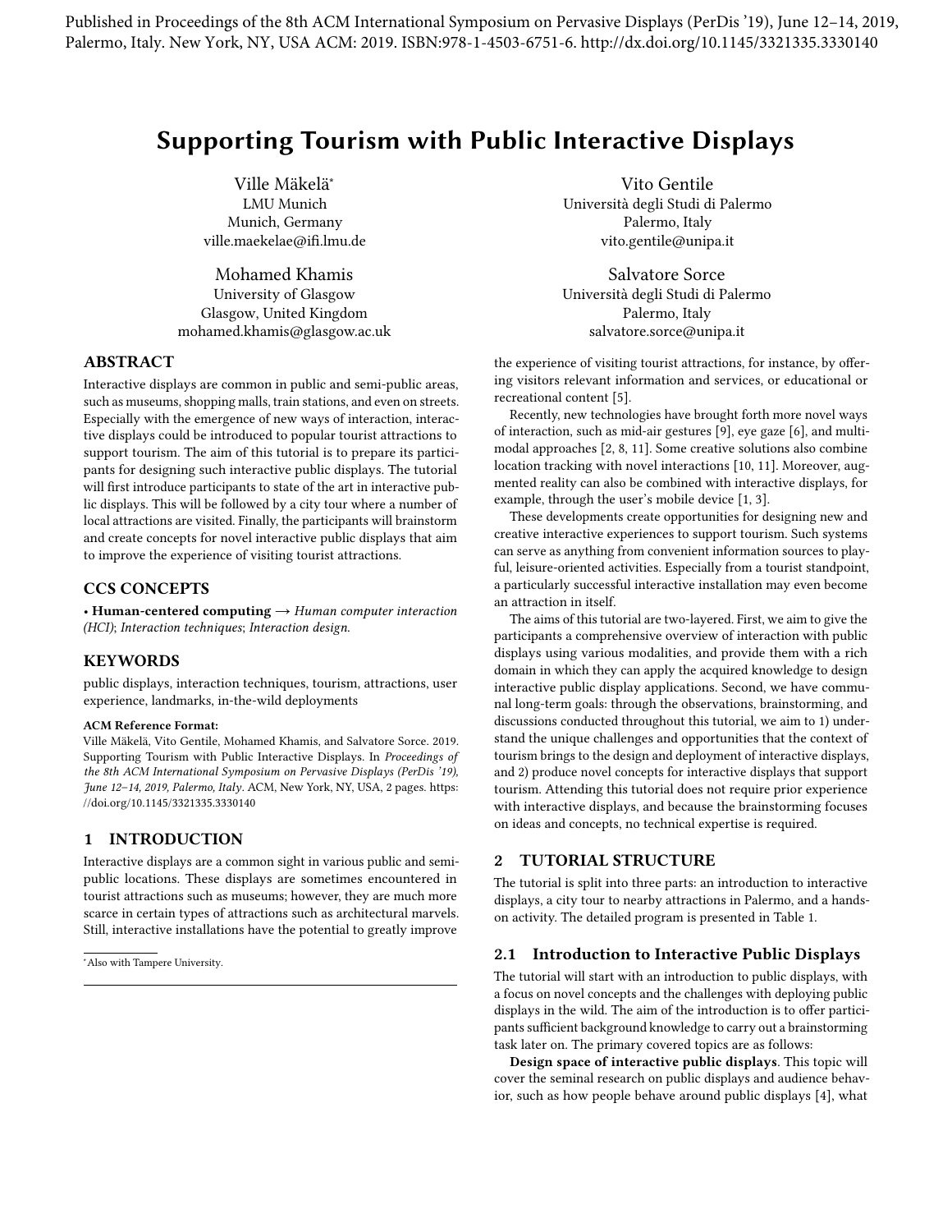Published in Proceedings of the 8th ACM International Symposium on Pervasive Displays (PerDis '19), June 12–14, 2019, Palermo, Italy. New York, NY, USA ACM: 2019. ISBN:978-1-4503-6751-6. http://dx.doi.org/10.1145/3321335.3330140

# Supporting Tourism with Public Interactive Displays

Ville Mäkelä*
LMU Munich
Munich, Germany
ville.maekelae@ifi.lmu.de

Vito Gentile
Università degli Studi di Palermo
Palermo, Italy
vito.gentile@unipa.it

Mohamed Khamis
University of Glasgow
Glasgow, United Kingdom
mohamed.khamis@glasgow.ac.uk

Salvatore Sorce
Università degli Studi di Palermo
Palermo, Italy
salvatore.sorce@unipa.it

## ABSTRACT

Interactive displays are common in public and semi-public areas, such as museums, shopping malls, train stations, and even on streets. Especially with the emergence of new ways of interaction, interactive displays could be introduced to popular tourist attractions to support tourism. The aim of this tutorial is to prepare its participants for designing such interactive public displays. The tutorial will first introduce participants to state of the art in interactive public displays. This will be followed by a city tour where a number of local attractions are visited. Finally, the participants will brainstorm and create concepts for novel interactive public displays that aim to improve the experience of visiting tourist attractions.

## CCS CONCEPTS

• **Human-centered computing** → *Human computer interaction (HCI)*; *Interaction techniques*; *Interaction design*.

## KEYWORDS

public displays, interaction techniques, tourism, attractions, user experience, landmarks, in-the-wild deployments

**ACM Reference Format:**
Ville Mäkelä, Vito Gentile, Mohamed Khamis, and Salvatore Sorce. 2019. Supporting Tourism with Public Interactive Displays. In *Proceedings of the 8th ACM International Symposium on Pervasive Displays (PerDis '19), June 12–14, 2019, Palermo, Italy.* ACM, New York, NY, USA, 2 pages. https://doi.org/10.1145/3321335.3330140

## 1 INTRODUCTION

Interactive displays are a common sight in various public and semi-public locations. These displays are sometimes encountered in tourist attractions such as museums; however, they are much more scarce in certain types of attractions such as architectural marvels. Still, interactive installations have the potential to greatly improve the experience of visiting tourist attractions, for instance, by offering visitors relevant information and services, or educational or recreational content [5].

Recently, new technologies have brought forth more novel ways of interaction, such as mid-air gestures [9], eye gaze [6], and multimodal approaches [2, 8, 11]. Some creative solutions also combine location tracking with novel interactions [10, 11]. Moreover, augmented reality can also be combined with interactive displays, for example, through the user's mobile device [1, 3].

These developments create opportunities for designing new and creative interactive experiences to support tourism. Such systems can serve as anything from convenient information sources to playful, leisure-oriented activities. Especially from a tourist standpoint, a particularly successful interactive installation may even become an attraction in itself.

The aims of this tutorial are two-layered. First, we aim to give the participants a comprehensive overview of interaction with public displays using various modalities, and provide them with a rich domain in which they can apply the acquired knowledge to design interactive public display applications. Second, we have communal long-term goals: through the observations, brainstorming, and discussions conducted throughout this tutorial, we aim to 1) understand the unique challenges and opportunities that the context of tourism brings to the design and deployment of interactive displays, and 2) produce novel concepts for interactive displays that support tourism. Attending this tutorial does not require prior experience with interactive displays, and because the brainstorming focuses on ideas and concepts, no technical expertise is required.

## 2 TUTORIAL STRUCTURE

The tutorial is split into three parts: an introduction to interactive displays, a city tour to nearby attractions in Palermo, and a hands-on activity. The detailed program is presented in Table 1.

### 2.1 Introduction to Interactive Public Displays

The tutorial will start with an introduction to public displays, with a focus on novel concepts and the challenges with deploying public displays in the wild. The aim of the introduction is to offer participants sufficient background knowledge to carry out a brainstorming task later on. The primary covered topics are as follows:

**Design space of interactive public displays**. This topic will cover the seminal research on public displays and audience behavior, such as how people behave around public displays [4], what

*Also with Tampere University.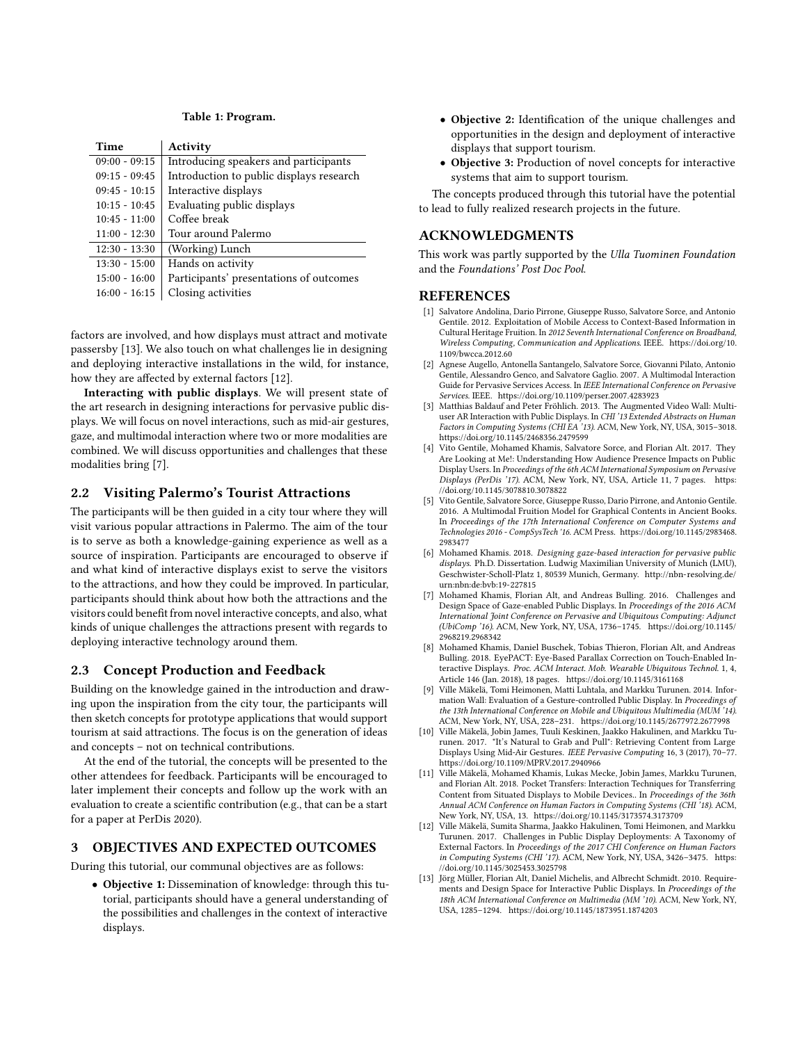**Table 1: Program.**

| Time | Activity |
|---|---|
| 09:00 - 09:15 | Introducing speakers and participants |
| 09:15 - 09:45 | Introduction to public displays research |
| 09:45 - 10:15 | Interactive displays |
| 10:15 - 10:45 | Evaluating public displays |
| 10:45 - 11:00 | Coffee break |
| 11:00 - 12:30 | Tour around Palermo |
| 12:30 - 13:30 | (Working) Lunch |
| 13:30 - 15:00 | Hands on activity |
| 15:00 - 16:00 | Participants' presentations of outcomes |
| 16:00 - 16:15 | Closing activities |

factors are involved, and how displays must attract and motivate passersby [13]. We also touch on what challenges lie in designing and deploying interactive installations in the wild, for instance, how they are affected by external factors [12].

**Interacting with public displays**. We will present state of the art research in designing interactions for pervasive public displays. We will focus on novel interactions, such as mid-air gestures, gaze, and multimodal interaction where two or more modalities are combined. We will discuss opportunities and challenges that these modalities bring [7].

## 2.2 Visiting Palermo's Tourist Attractions

The participants will be then guided in a city tour where they will visit various popular attractions in Palermo. The aim of the tour is to serve as both a knowledge-gaining experience as well as a source of inspiration. Participants are encouraged to observe if and what kind of interactive displays exist to serve the visitors to the attractions, and how they could be improved. In particular, participants should think about how both the attractions and the visitors could benefit from novel interactive concepts, and also, what kinds of unique challenges the attractions present with regards to deploying interactive technology around them.

## 2.3 Concept Production and Feedback

Building on the knowledge gained in the introduction and drawing upon the inspiration from the city tour, the participants will then sketch concepts for prototype applications that would support tourism at said attractions. The focus is on the generation of ideas and concepts – not on technical contributions.

At the end of the tutorial, the concepts will be presented to the other attendees for feedback. Participants will be encouraged to later implement their concepts and follow up the work with an evaluation to create a scientific contribution (e.g., that can be a start for a paper at PerDis 2020).

# 3 OBJECTIVES AND EXPECTED OUTCOMES

During this tutorial, our communal objectives are as follows:

- **Objective 1:** Dissemination of knowledge: through this tutorial, participants should have a general understanding of the possibilities and challenges in the context of interactive displays.
- **Objective 2:** Identification of the unique challenges and opportunities in the design and deployment of interactive displays that support tourism.
- **Objective 3:** Production of novel concepts for interactive systems that aim to support tourism.

The concepts produced through this tutorial have the potential to lead to fully realized research projects in the future.

# ACKNOWLEDGMENTS

This work was partly supported by the *Ulla Tuominen Foundation* and the *Foundations' Post Doc Pool*.

# REFERENCES

[1] Salvatore Andolina, Dario Pirrone, Giuseppe Russo, Salvatore Sorce, and Antonio Gentile. 2012. Exploitation of Mobile Access to Context-Based Information in Cultural Heritage Fruition. In *2012 Seventh International Conference on Broadband, Wireless Computing, Communication and Applications*. IEEE. https://doi.org/10.1109/bwcca.2012.60

[2] Agnese Augello, Antonella Santangelo, Salvatore Sorce, Giovanni Pilato, Antonio Gentile, Alessandro Genco, and Salvatore Gaglio. 2007. A Multimodal Interaction Guide for Pervasive Services Access. In *IEEE International Conference on Pervasive Services*. IEEE. https://doi.org/10.1109/perser.2007.4283923

[3] Matthias Baldauf and Peter Fröhlich. 2013. The Augmented Video Wall: Multi-user AR Interaction with Public Displays. In *CHI '13 Extended Abstracts on Human Factors in Computing Systems (CHI EA '13)*. ACM, New York, NY, USA, 3015–3018. https://doi.org/10.1145/2468356.2479599

[4] Vito Gentile, Mohamed Khamis, Salvatore Sorce, and Florian Alt. 2017. They Are Looking at Me!: Understanding How Audience Presence Impacts on Public Display Users. In *Proceedings of the 6th ACM International Symposium on Pervasive Displays (PerDis '17)*. ACM, New York, NY, USA, Article 11, 7 pages. https://doi.org/10.1145/3078810.3078822

[5] Vito Gentile, Salvatore Sorce, Giuseppe Russo, Dario Pirrone, and Antonio Gentile. 2016. A Multimodal Fruition Model for Graphical Contents in Ancient Books. In *Proceedings of the 17th International Conference on Computer Systems and Technologies 2016 - CompSysTech '16*. ACM Press. https://doi.org/10.1145/2983468.2983477

[6] Mohamed Khamis. 2018. *Designing gaze-based interaction for pervasive public displays*. Ph.D. Dissertation. Ludwig Maximilian University of Munich (LMU), Geschwister-Scholl-Platz 1, 80539 Munich, Germany. http://nbn-resolving.de/urn:nbn:de:bvb:19-227815

[7] Mohamed Khamis, Florian Alt, and Andreas Bulling. 2016. Challenges and Design Space of Gaze-enabled Public Displays. In *Proceedings of the 2016 ACM International Joint Conference on Pervasive and Ubiquitous Computing: Adjunct (UbiComp '16)*. ACM, New York, NY, USA, 1736–1745. https://doi.org/10.1145/2968219.2968342

[8] Mohamed Khamis, Daniel Buschek, Tobias Thieron, Florian Alt, and Andreas Bulling. 2018. EyePACT: Eye-Based Parallax Correction on Touch-Enabled Interactive Displays. *Proc. ACM Interact. Mob. Wearable Ubiquitous Technol.* 1, 4, Article 146 (Jan. 2018), 18 pages. https://doi.org/10.1145/3161168

[9] Ville Mäkelä, Tomi Heimonen, Matti Luhtala, and Markku Turunen. 2014. Information Wall: Evaluation of a Gesture-controlled Public Display. In *Proceedings of the 13th International Conference on Mobile and Ubiquitous Multimedia (MUM '14)*. ACM, New York, NY, USA, 228–231. https://doi.org/10.1145/2677972.2677998

[10] Ville Mäkelä, Jobin James, Tuuli Keskinen, Jaakko Hakulinen, and Markku Turunen. 2017. "It's Natural to Grab and Pull": Retrieving Content from Large Displays Using Mid-Air Gestures. *IEEE Pervasive Computing* 16, 3 (2017), 70–77. https://doi.org/10.1109/MPRV.2017.2940966

[11] Ville Mäkelä, Mohamed Khamis, Lukas Mecke, Jobin James, Markku Turunen, and Florian Alt. 2018. Pocket Transfers: Interaction Techniques for Transferring Content from Situated Displays to Mobile Devices.. In *Proceedings of the 36th Annual ACM Conference on Human Factors in Computing Systems (CHI '18)*. ACM, New York, NY, USA, 13. https://doi.org/10.1145/3173574.3173709

[12] Ville Mäkelä, Sumita Sharma, Jaakko Hakulinen, Tomi Heimonen, and Markku Turunen. 2017. Challenges in Public Display Deployments: A Taxonomy of External Factors. In *Proceedings of the 2017 CHI Conference on Human Factors in Computing Systems (CHI '17)*. ACM, New York, NY, USA, 3426–3475. https://doi.org/10.1145/3025453.3025798

[13] Jörg Müller, Florian Alt, Daniel Michelis, and Albrecht Schmidt. 2010. Requirements and Design Space for Interactive Public Displays. In *Proceedings of the 18th ACM International Conference on Multimedia (MM '10)*. ACM, New York, NY, USA, 1285–1294. https://doi.org/10.1145/1873951.1874203